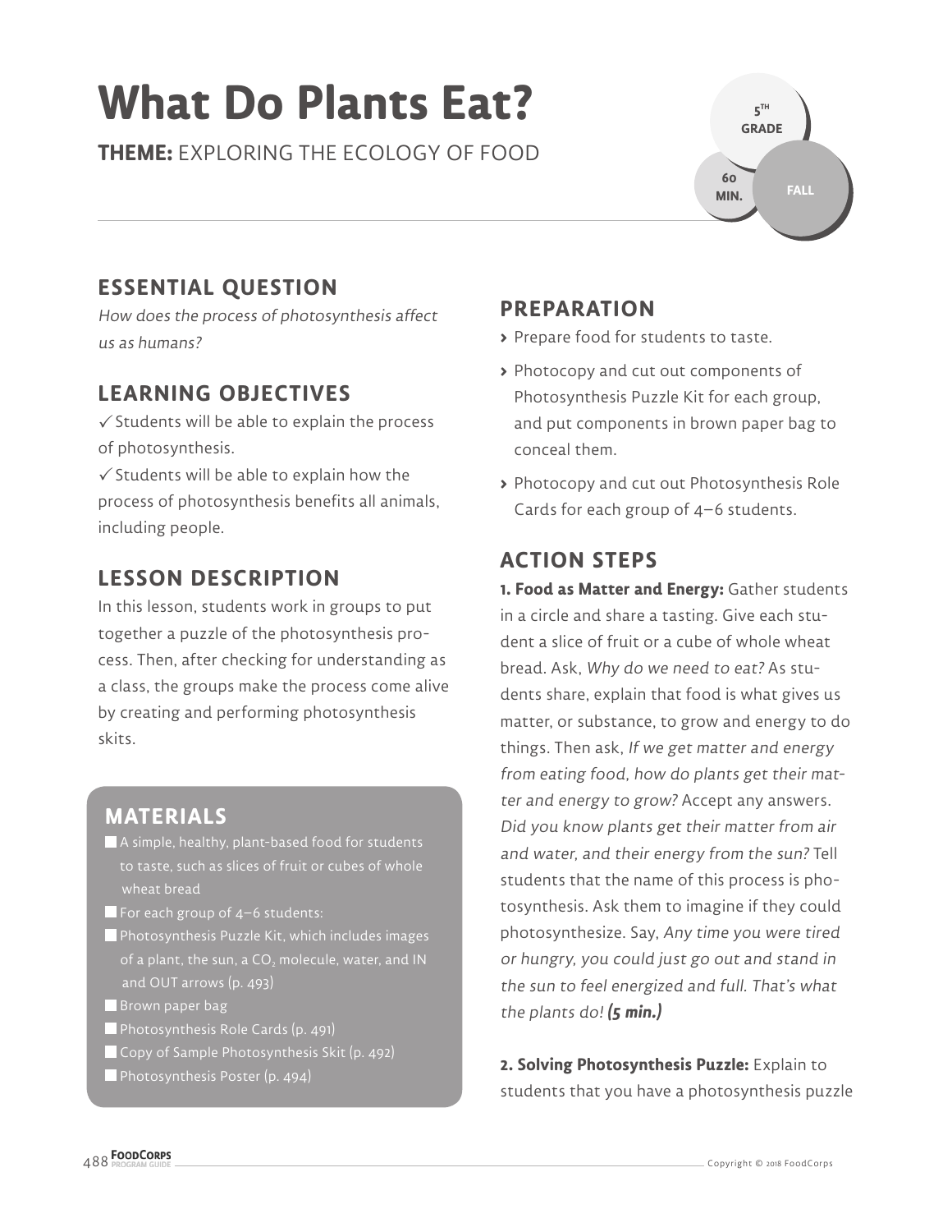# What Do Plants Eat?

**THEME:** EXPLORING THE ECOLOGY OF FOOD

5TH GRADE

60 MIN.

FALL

## ESSENTIAL QUESTION

*How does the process of photosynthesis affect us as humans?*

## LEARNING OBJECTIVES

✓ Students will be able to explain the process of photosynthesis.

✓ Students will be able to explain how the process of photosynthesis benefits all animals, including people.

## LESSON DESCRIPTION

In this lesson, students work in groups to put together a puzzle of the photosynthesis process. Then, after checking for understanding as a class, the groups make the process come alive by creating and performing photosynthesis skits.

## MATERIALS

- A simple, healthy, plant-based food for students to taste, such as slices of fruit or cubes of whole wheat bread
- For each group of 4–6 students:
- Photosynthesis Puzzle Kit, which includes images of a plant, the sun, a $CO_2$ molecule, water, and IN and OUT arrows (p. 493)
- Brown paper bag
- Photosynthesis Role Cards (p. 491)
- Copy of Sample Photosynthesis Skit (p. 492)
- Photosynthesis Poster (p. 494)

## PREPARATION

- Prepare food for students to taste.
- Photocopy and cut out components of Photosynthesis Puzzle Kit for each group, and put components in brown paper bag to conceal them.
- Photocopy and cut out Photosynthesis Role Cards for each group of 4–6 students.

## ACTION STEPS

**1. Food as Matter and Energy:** Gather students in a circle and share a tasting. Give each student a slice of fruit or a cube of whole wheat bread. Ask, *Why do we need to eat?* As students share, explain that food is what gives us matter, or substance, to grow and energy to do things. Then ask, *If we get matter and energy from eating food, how do plants get their matter and energy to grow?* Accept any answers. *Did you know plants get their matter from air and water, and their energy from the sun?* Tell students that the name of this process is photosynthesis. Ask them to imagine if they could photosynthesize. Say, *Any time you were tired or hungry, you could just go out and stand in the sun to feel energized and full. That's what the plants do!* ***(5 min.)***

**2. Solving Photosynthesis Puzzle:** Explain to students that you have a photosynthesis puzzle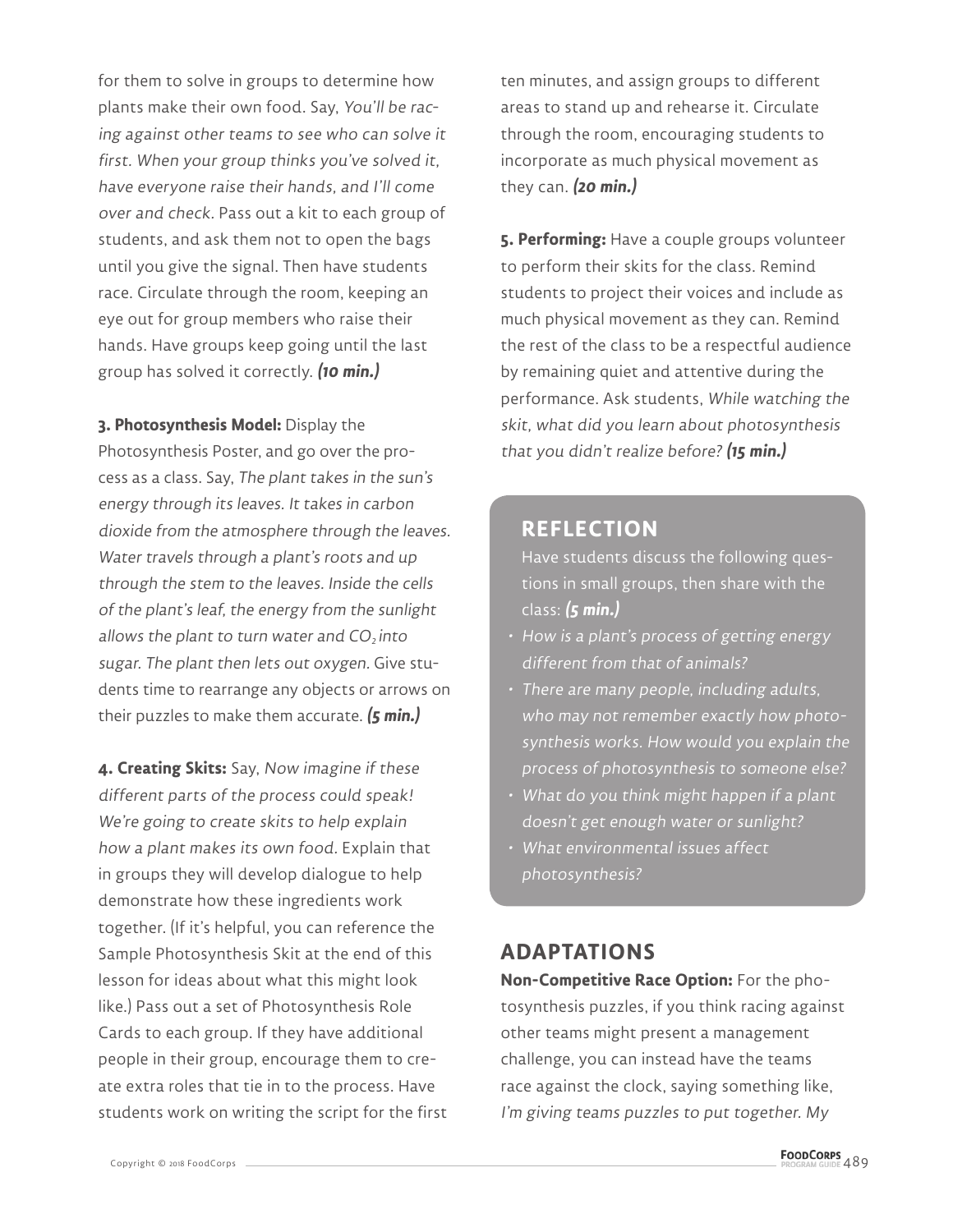for them to solve in groups to determine how plants make their own food. Say, *You'll be racing against other teams to see who can solve it first. When your group thinks you've solved it, have everyone raise their hands, and I'll come over and check.* Pass out a kit to each group of students, and ask them not to open the bags until you give the signal. Then have students race. Circulate through the room, keeping an eye out for group members who raise their hands. Have groups keep going until the last group has solved it correctly. ***(10 min.)***

**3. Photosynthesis Model:** Display the Photosynthesis Poster, and go over the process as a class. Say, *The plant takes in the sun's energy through its leaves. It takes in carbon dioxide from the atmosphere through the leaves. Water travels through a plant's roots and up through the stem to the leaves. Inside the cells of the plant's leaf, the energy from the sunlight allows the plant to turn water and $CO_2$ into sugar. The plant then lets out oxygen.* Give students time to rearrange any objects or arrows on their puzzles to make them accurate. ***(5 min.)***

**4. Creating Skits:** Say, *Now imagine if these different parts of the process could speak! We're going to create skits to help explain how a plant makes its own food.* Explain that in groups they will develop dialogue to help demonstrate how these ingredients work together. (If it's helpful, you can reference the Sample Photosynthesis Skit at the end of this lesson for ideas about what this might look like.) Pass out a set of Photosynthesis Role Cards to each group. If they have additional people in their group, encourage them to create extra roles that tie in to the process. Have students work on writing the script for the first ten minutes, and assign groups to different areas to stand up and rehearse it. Circulate through the room, encouraging students to incorporate as much physical movement as they can. ***(20 min.)***

**5. Performing:** Have a couple groups volunteer to perform their skits for the class. Remind students to project their voices and include as much physical movement as they can. Remind the rest of the class to be a respectful audience by remaining quiet and attentive during the performance. Ask students, *While watching the skit, what did you learn about photosynthesis that you didn't realize before?* ***(15 min.)***

## REFLECTION

Have students discuss the following questions in small groups, then share with the class: ***(5 min.)***

- *How is a plant's process of getting energy different from that of animals?*
- *There are many people, including adults, who may not remember exactly how photosynthesis works. How would you explain the process of photosynthesis to someone else?*
- *What do you think might happen if a plant doesn't get enough water or sunlight?*
- *What environmental issues affect photosynthesis?*

## ADAPTATIONS

**Non-Competitive Race Option:** For the photosynthesis puzzles, if you think racing against other teams might present a management challenge, you can instead have the teams race against the clock, saying something like, *I'm giving teams puzzles to put together. My*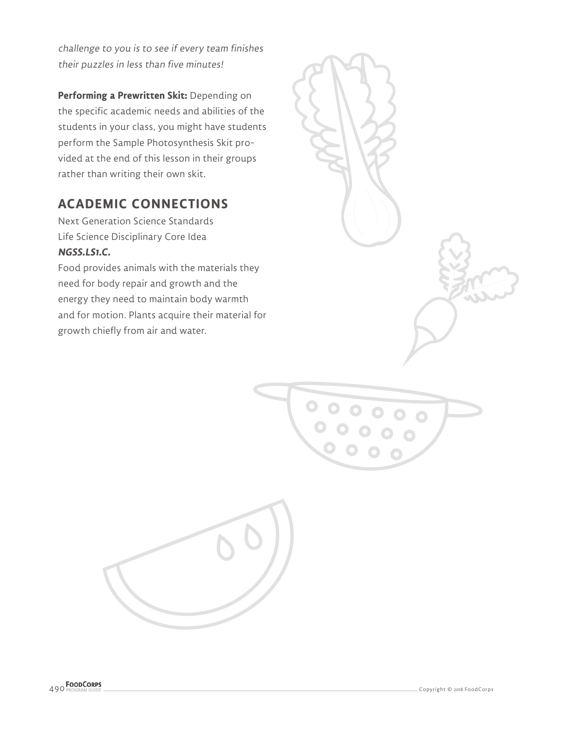*challenge to you is to see if every team finishes their puzzles in less than five minutes!*

**Performing a Prewritten Skit:** Depending on the specific academic needs and abilities of the students in your class, you might have students perform the Sample Photosynthesis Skit provided at the end of this lesson in their groups rather than writing their own skit.

## ACADEMIC CONNECTIONS

Next Generation Science Standards
Life Science Disciplinary Core Idea
***NGSS.LS1.C.***
Food provides animals with the materials they need for body repair and growth and the energy they need to maintain body warmth and for motion. Plants acquire their material for growth chiefly from air and water.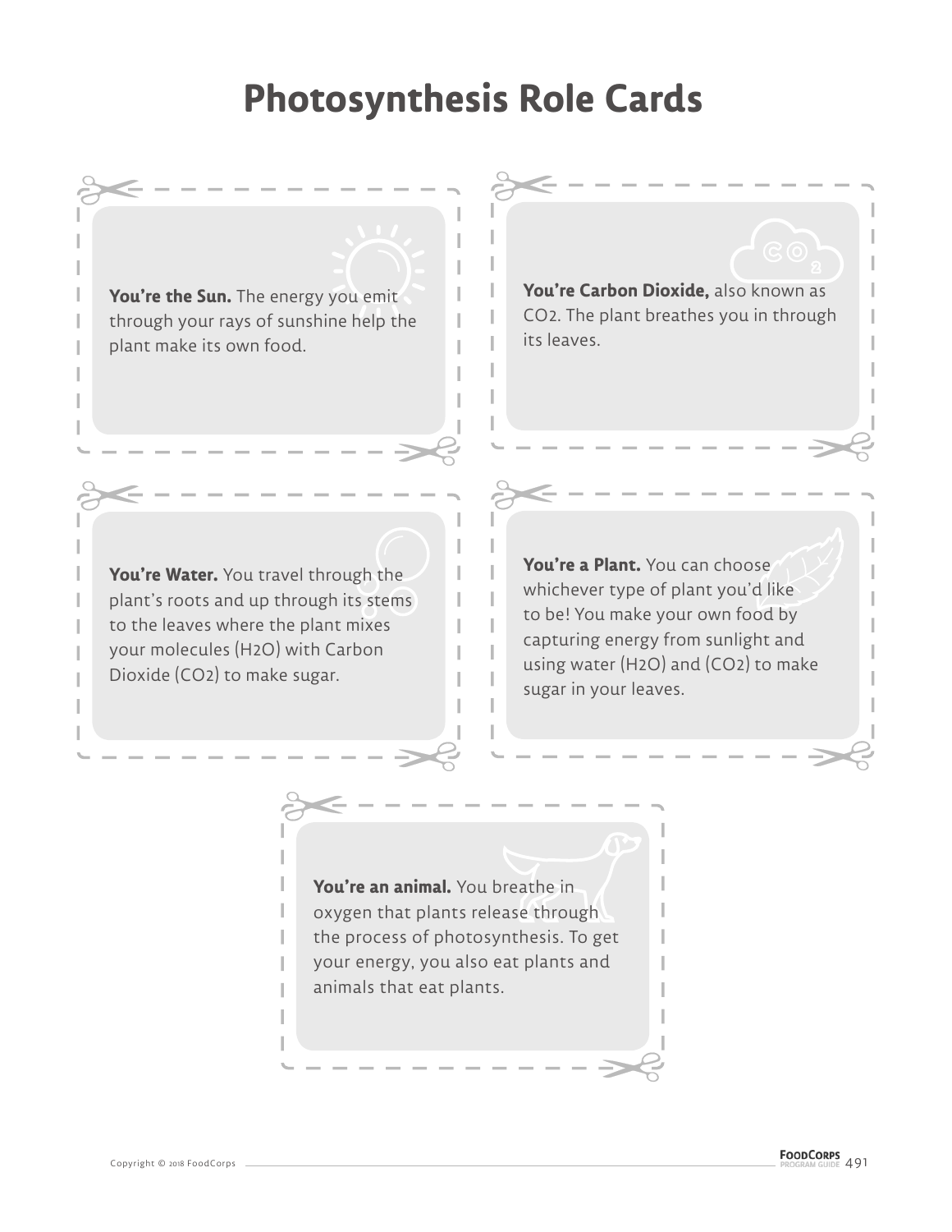# Photosynthesis Role Cards

**You're the Sun.** The energy you emit through your rays of sunshine help the plant make its own food.

**You're Carbon Dioxide,** also known as $CO_2$. The plant breathes you in through its leaves.

**You're Water.** You travel through the plant's roots and up through its stems to the leaves where the plant mixes your molecules ($H_2O$) with Carbon Dioxide ($CO_2$) to make sugar.

**You're a Plant.** You can choose whichever type of plant you'd like to be! You make your own food by capturing energy from sunlight and using water ($H_2O$) and ($CO_2$) to make sugar in your leaves.

**You're an animal.** You breathe in oxygen that plants release through the process of photosynthesis. To get your energy, you also eat plants and animals that eat plants.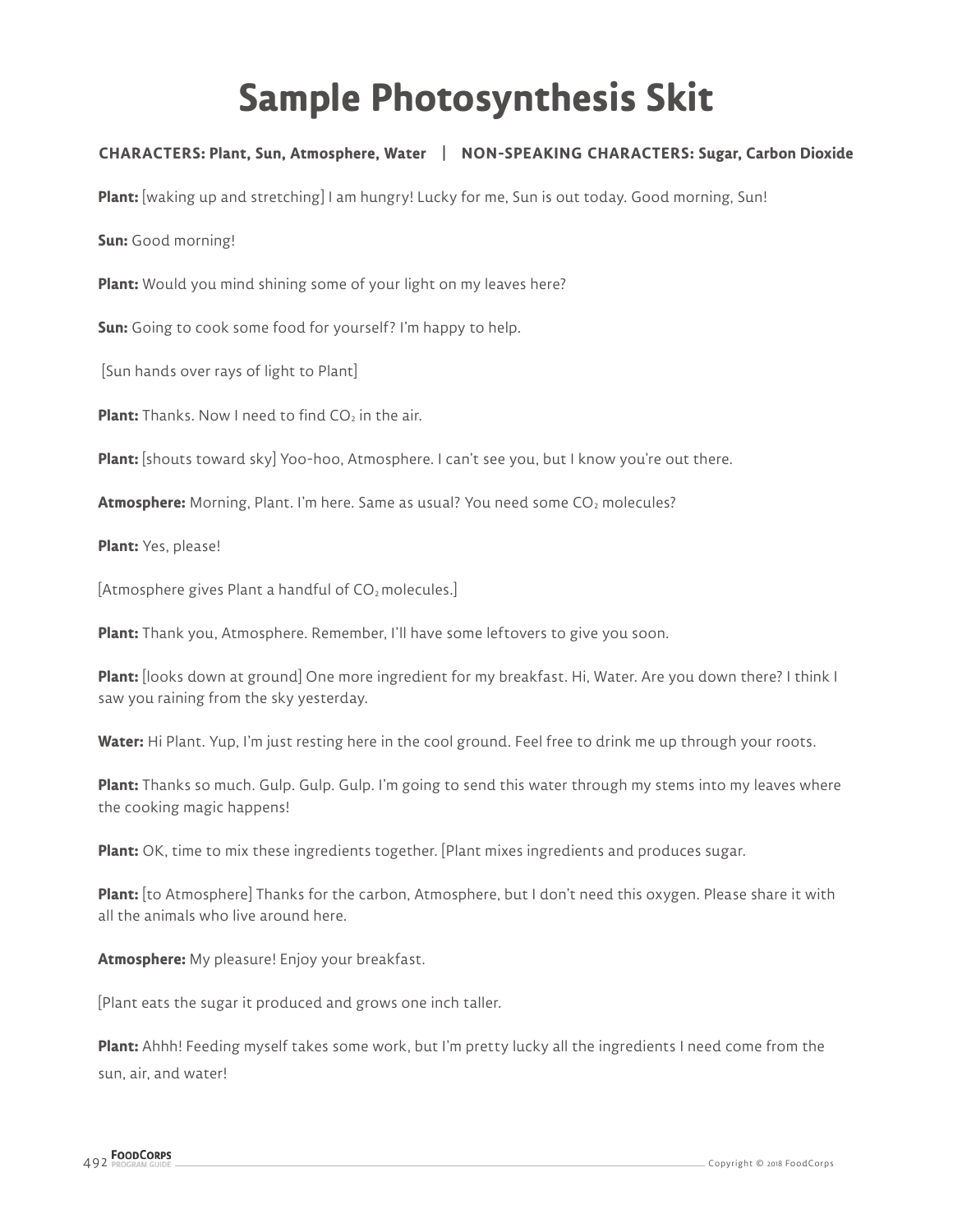# Sample Photosynthesis Skit

**CHARACTERS: Plant, Sun, Atmosphere, Water | NON-SPEAKING CHARACTERS: Sugar, Carbon Dioxide**

**Plant:** [waking up and stretching] I am hungry! Lucky for me, Sun is out today. Good morning, Sun!

**Sun:** Good morning!

**Plant:** Would you mind shining some of your light on my leaves here?

**Sun:** Going to cook some food for yourself? I'm happy to help.

[Sun hands over rays of light to Plant]

**Plant:** Thanks. Now I need to find $CO_2$ in the air.

**Plant:** [shouts toward sky] Yoo-hoo, Atmosphere. I can't see you, but I know you're out there.

**Atmosphere:** Morning, Plant. I'm here. Same as usual? You need some $CO_2$ molecules?

**Plant:** Yes, please!

[Atmosphere gives Plant a handful of $CO_2$ molecules.]

**Plant:** Thank you, Atmosphere. Remember, I'll have some leftovers to give you soon.

**Plant:** [looks down at ground] One more ingredient for my breakfast. Hi, Water. Are you down there? I think I saw you raining from the sky yesterday.

**Water:** Hi Plant. Yup, I'm just resting here in the cool ground. Feel free to drink me up through your roots.

**Plant:** Thanks so much. Gulp. Gulp. Gulp. I'm going to send this water through my stems into my leaves where the cooking magic happens!

**Plant:** OK, time to mix these ingredients together. [Plant mixes ingredients and produces sugar.

**Plant:** [to Atmosphere] Thanks for the carbon, Atmosphere, but I don't need this oxygen. Please share it with all the animals who live around here.

**Atmosphere:** My pleasure! Enjoy your breakfast.

[Plant eats the sugar it produced and grows one inch taller.

**Plant:** Ahhh! Feeding myself takes some work, but I'm pretty lucky all the ingredients I need come from the sun, air, and water!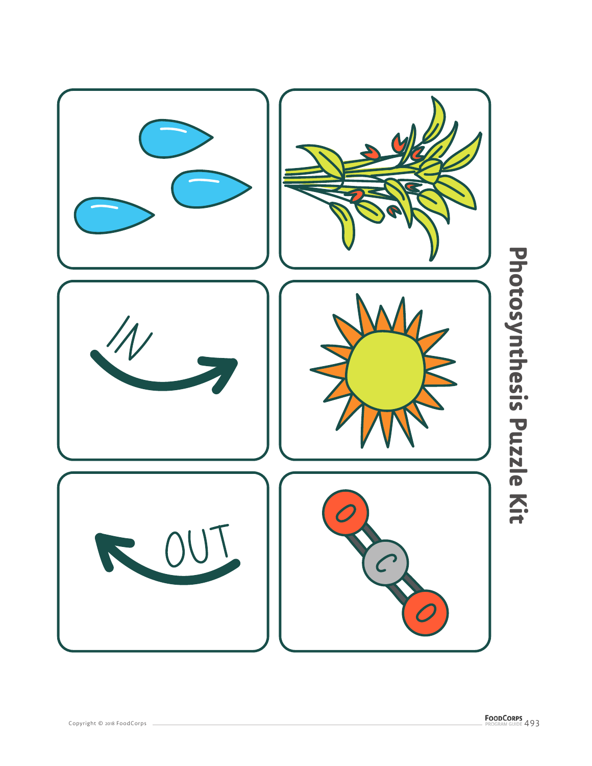# Photosynthesis Puzzle Kit

IN

OUT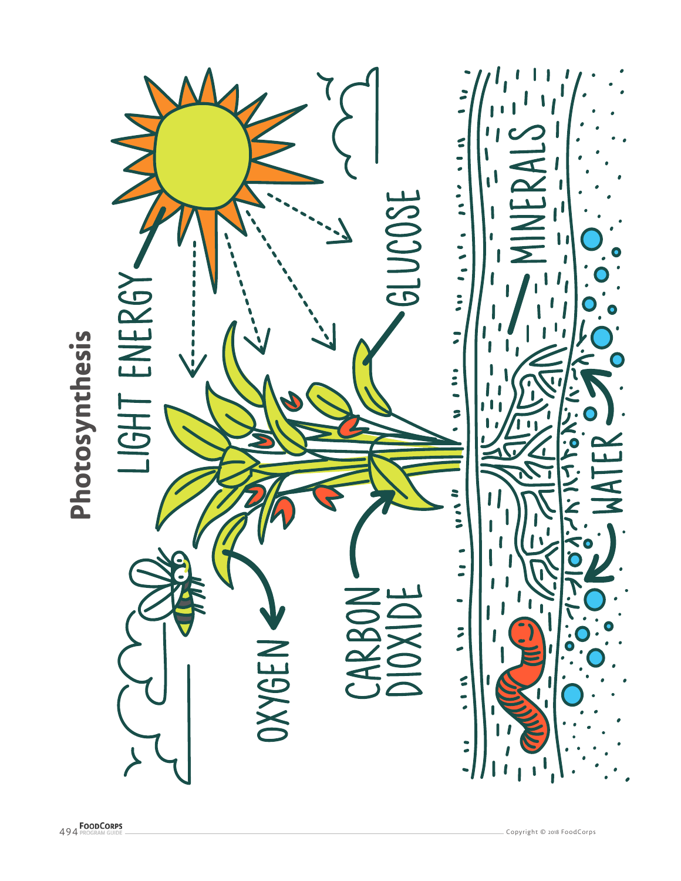# Photosynthesis

LIGHT ENERGY

GLUCOSE

MINERALS

WATER

CARBON DIOXIDE

OXYGEN